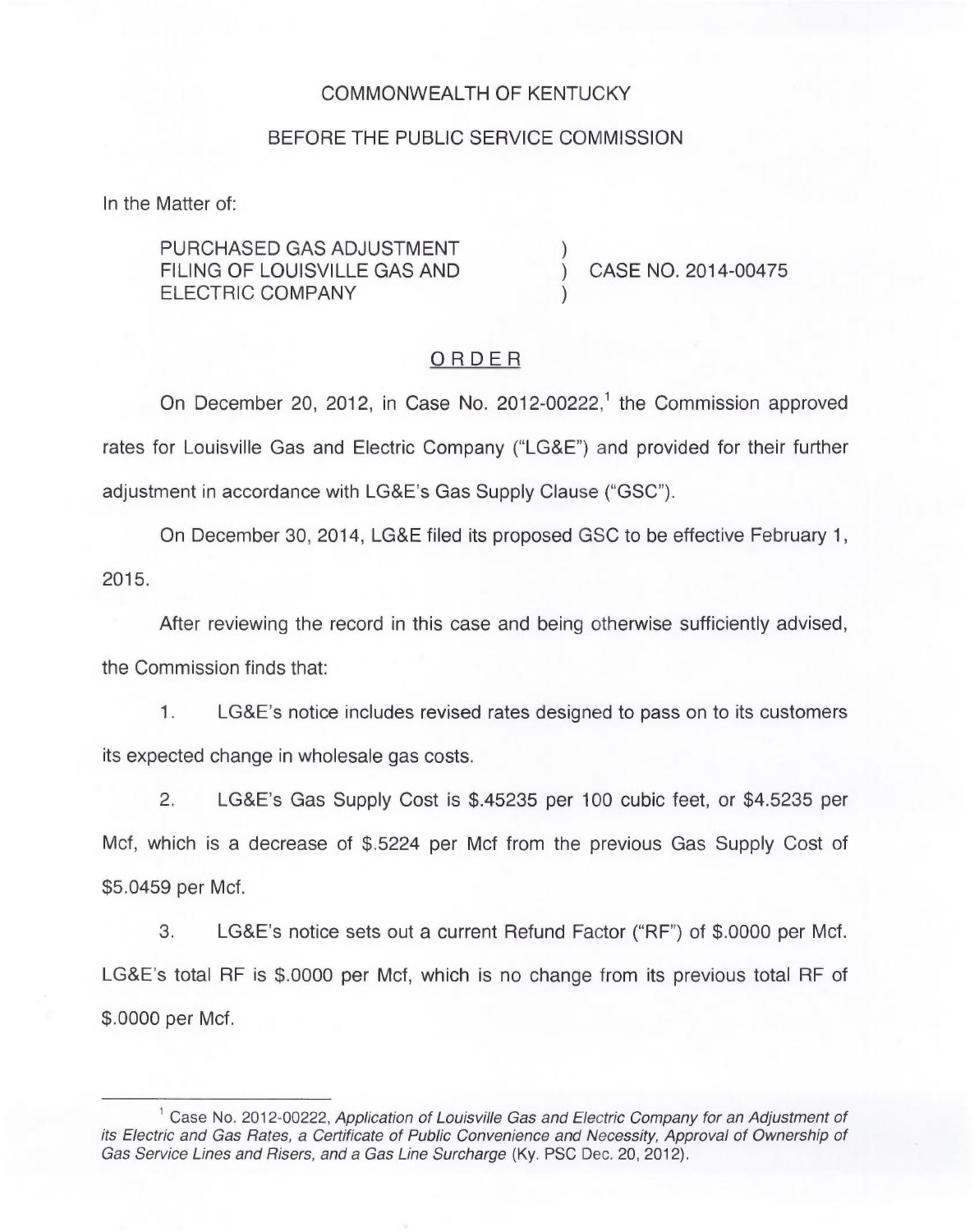COMMONWEALTH OF KENTUCKY

BEFORE THE PUBLIC SERVICE COMMISSION

In the Matter of:

PURCHASED GAS ADJUSTMENT FILING OF LOUISVILLE GAS AND ELECTRIC COMPANY ) CASE NO. 2014-00475

## ORDER

On December 20, 2012, in Case No. 2012-00222,[1] the Commission approved rates for Louisville Gas and Electric Company ("LG&E") and provided for their further adjustment in accordance with LG&E's Gas Supply Clause ("GSC").

On December 30, 2014, LG&E filed its proposed GSC to be effective February 1, 2015.

After reviewing the record in this case and being otherwise sufficiently advised, the Commission finds that:

1. LG&E's notice includes revised rates designed to pass on to its customers its expected change in wholesale gas costs.

2. LG&E's Gas Supply Cost is $.45235 per 100 cubic feet, or $4.5235 per Mcf, which is a decrease of $.5224 per Mcf from the previous Gas Supply Cost of $5.0459 per Mcf.

3. LG&E's notice sets out a current Refund Factor ("RF") of $.0000 per Mcf. LG&E's total RF is $.0000 per Mcf, which is no change from its previous total RF of $.0000 per Mcf.

---

[1] Case No. 2012-00222, *Application of Louisville Gas and Electric Company for an Adjustment of its Electric and Gas Rates, a Certificate of Public Convenience and Necessity, Approval of Ownership of Gas Service Lines and Risers, and a Gas Line Surcharge* (Ky. PSC Dec. 20, 2012).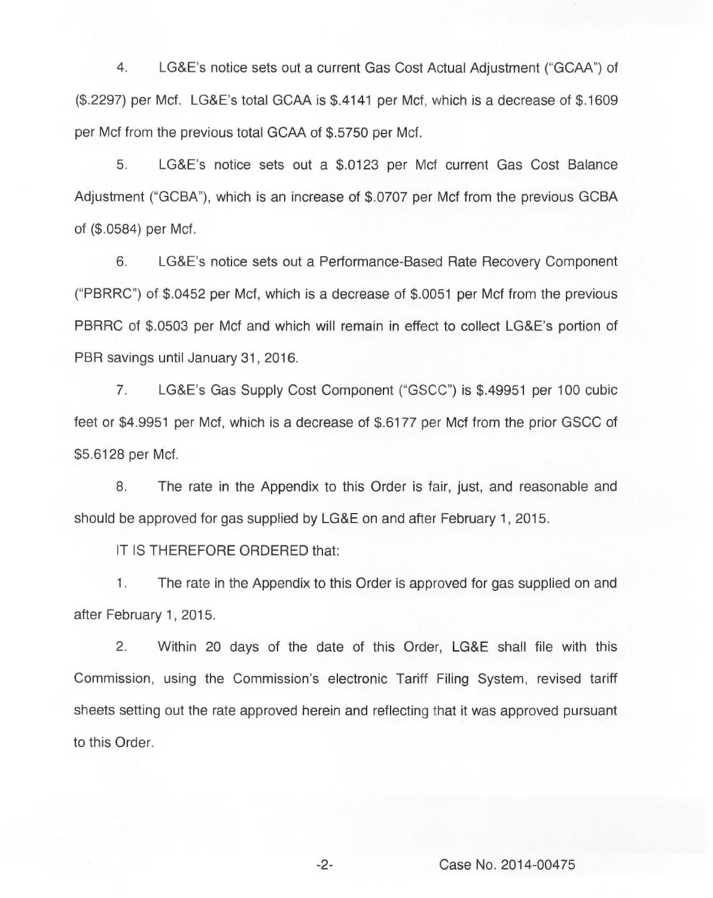4. LG&E's notice sets out a current Gas Cost Actual Adjustment ("GCAA") of ($.2297) per Mcf. LG&E's total GCAA is $.4141 per Mcf, which is a decrease of $.1609 per Mcf from the previous total GCAA of $.5750 per Mcf.

5. LG&E's notice sets out a $.0123 per Mcf current Gas Cost Balance Adjustment ("GCBA"), which is an increase of $.0707 per Mcf from the previous GCBA of ($.0584) per Mcf.

6. LG&E's notice sets out a Performance-Based Rate Recovery Component ("PBRRC") of $.0452 per Mcf, which is a decrease of $.0051 per Mcf from the previous PBRRC of $.0503 per Mcf and which will remain in effect to collect LG&E's portion of PBR savings until January 31, 2016.

7. LG&E's Gas Supply Cost Component ("GSCC") is $.49951 per 100 cubic feet or $4.9951 per Mcf, which is a decrease of $.6177 per Mcf from the prior GSCC of $5.6128 per Mcf.

8. The rate in the Appendix to this Order is fair, just, and reasonable and should be approved for gas supplied by LG&E on and after February 1, 2015.

IT IS THEREFORE ORDERED that:

1. The rate in the Appendix to this Order is approved for gas supplied on and after February 1, 2015.

2. Within 20 days of the date of this Order, LG&E shall file with this Commission, using the Commission's electronic Tariff Filing System, revised tariff sheets setting out the rate approved herein and reflecting that it was approved pursuant to this Order.

Case No. 2014-00475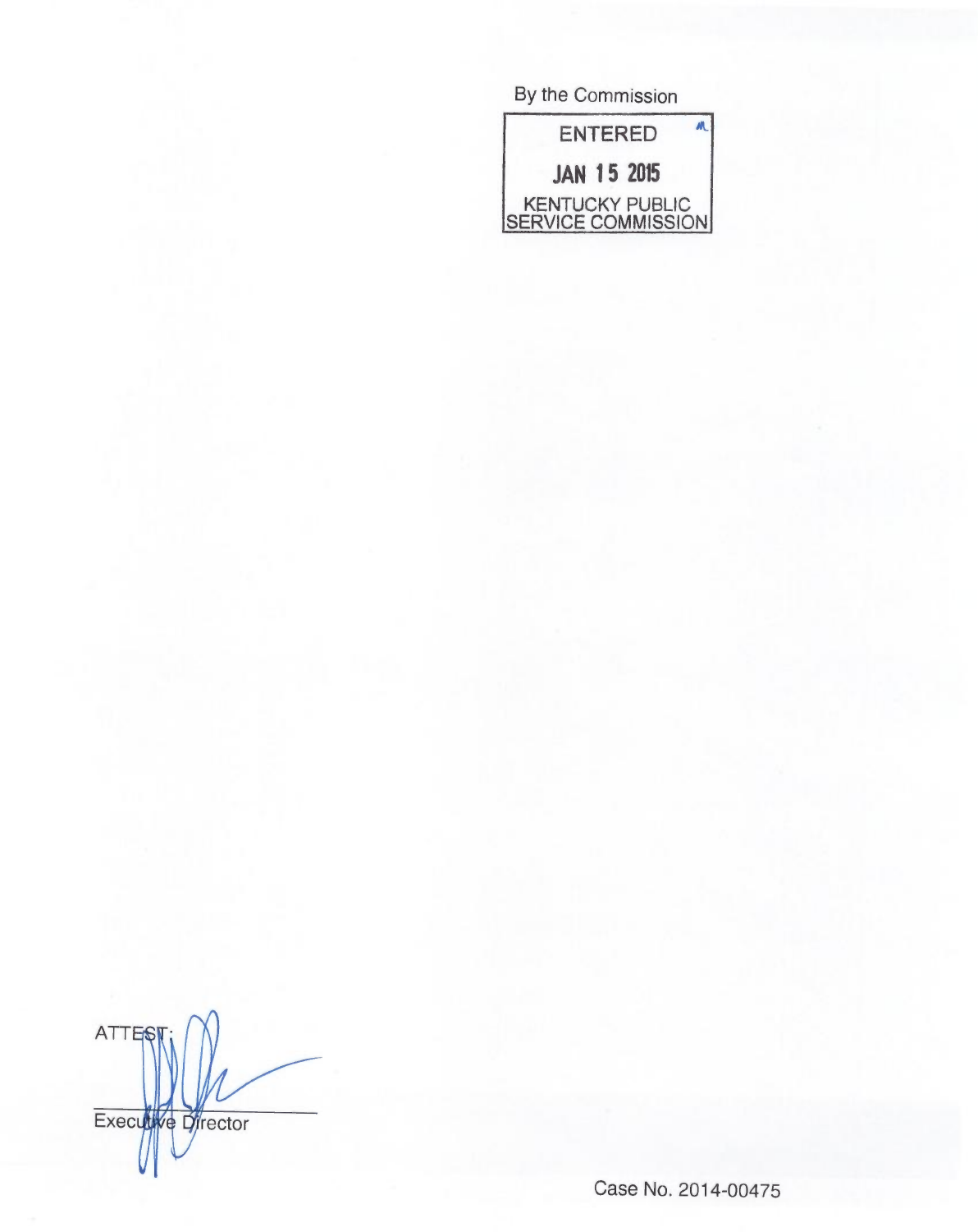By the Commission

ENTERED

JAN 15 2015

KENTUCKY PUBLIC SERVICE COMMISSION

ATTEST:

Executive Director

Case No. 2014-00475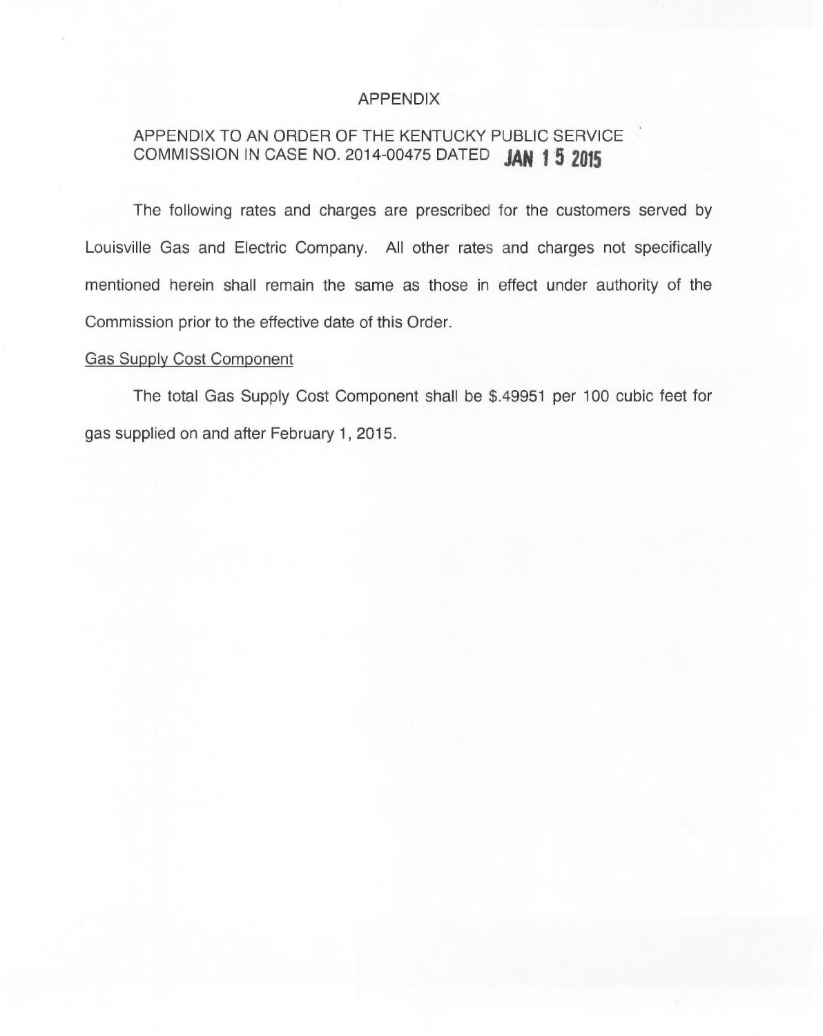# APPENDIX

## APPENDIX TO AN ORDER OF THE KENTUCKY PUBLIC SERVICE COMMISSION IN CASE NO. 2014-00475 DATED JAN 15 2015

The following rates and charges are prescribed for the customers served by Louisville Gas and Electric Company. All other rates and charges not specifically mentioned herein shall remain the same as those in effect under authority of the Commission prior to the effective date of this Order.

Gas Supply Cost Component

The total Gas Supply Cost Component shall be $.49951 per 100 cubic feet for gas supplied on and after February 1, 2015.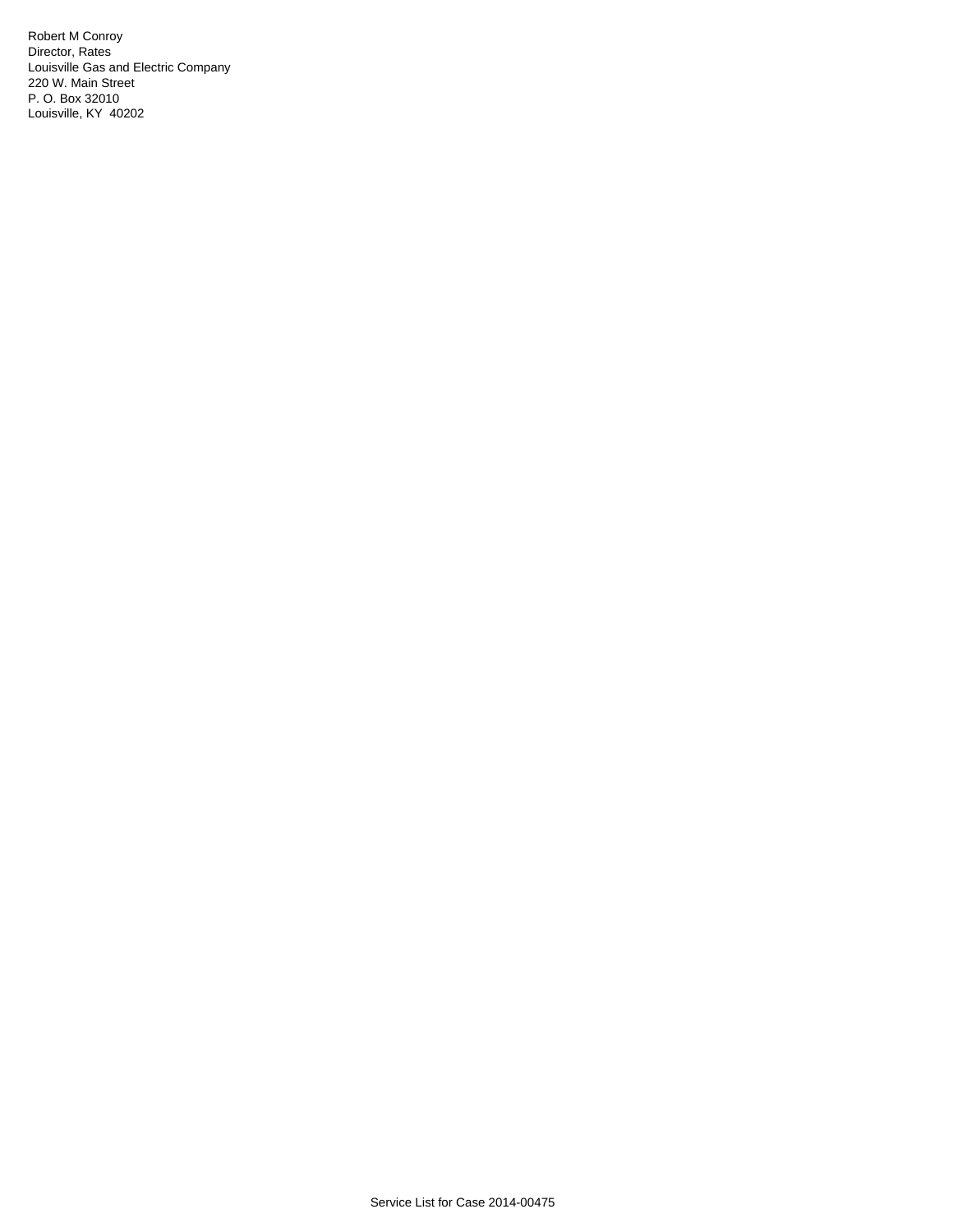Robert M Conroy
Director, Rates
Louisville Gas and Electric Company
220 W. Main Street
P. O. Box 32010
Louisville, KY 40202